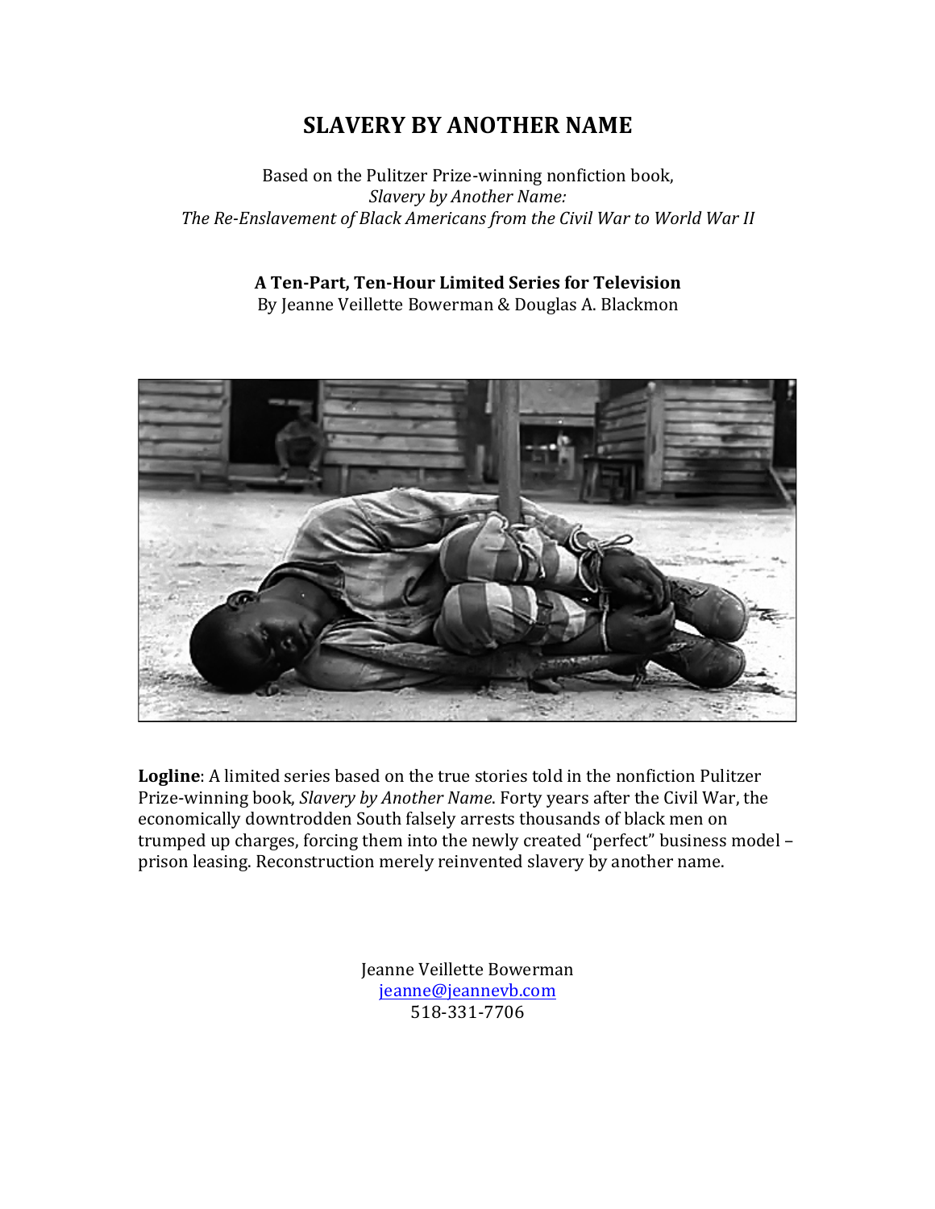# SLAVERY BY ANOTHER NAME

Based on the Pulitzer Prize-winning nonfiction book,
*Slavery by Another Name:*
*The Re-Enslavement of Black Americans from the Civil War to World War II*

**A Ten-Part, Ten-Hour Limited Series for Television**
By Jeanne Veillette Bowerman & Douglas A. Blackmon

**Logline**: A limited series based on the true stories told in the nonfiction Pulitzer Prize-winning book, *Slavery by Another Name*. Forty years after the Civil War, the economically downtrodden South falsely arrests thousands of black men on trumped up charges, forcing them into the newly created "perfect" business model – prison leasing. Reconstruction merely reinvented slavery by another name.

Jeanne Veillette Bowerman
jeanne@jeannevb.com
518-331-7706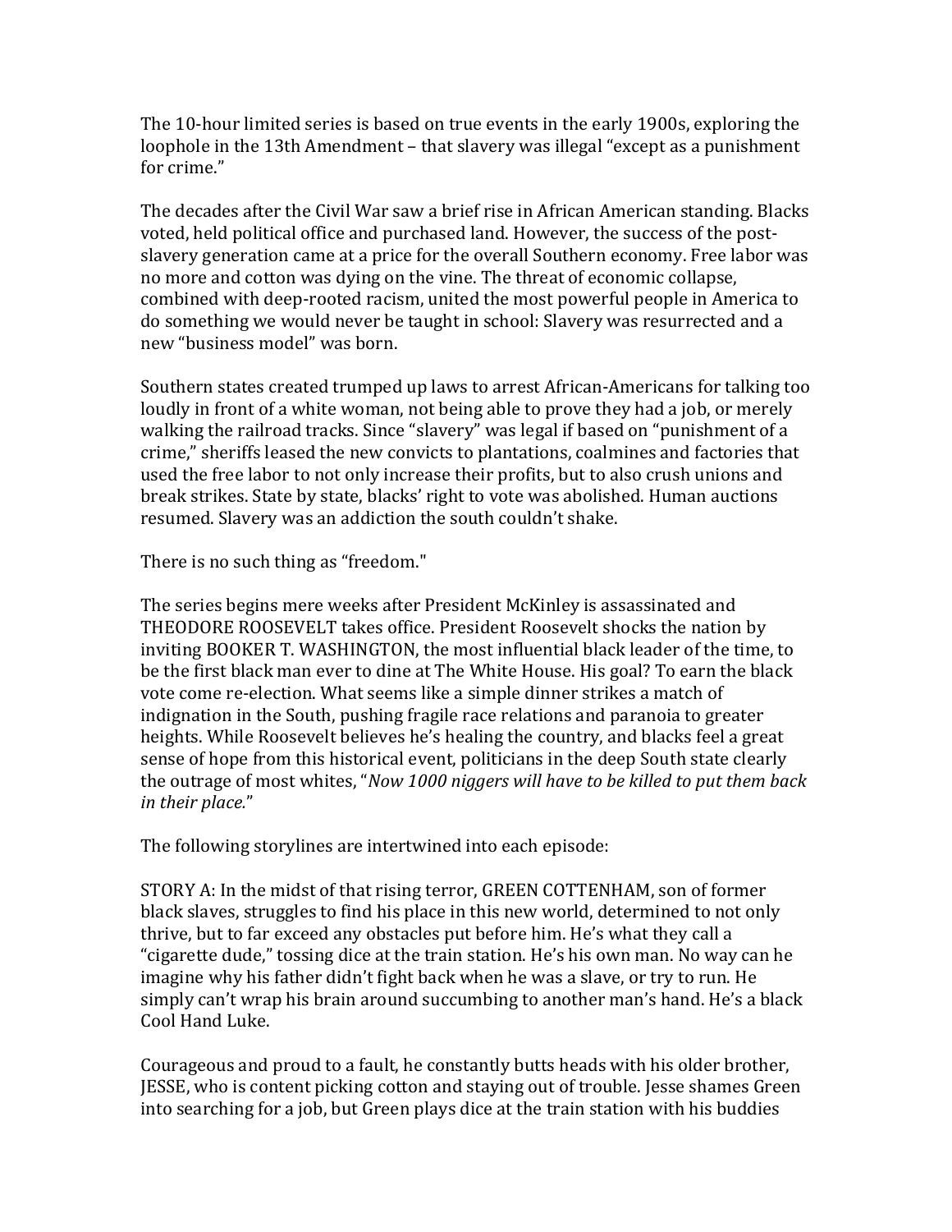The 10-hour limited series is based on true events in the early 1900s, exploring the loophole in the 13th Amendment – that slavery was illegal "except as a punishment for crime."

The decades after the Civil War saw a brief rise in African American standing. Blacks voted, held political office and purchased land. However, the success of the post-slavery generation came at a price for the overall Southern economy. Free labor was no more and cotton was dying on the vine. The threat of economic collapse, combined with deep-rooted racism, united the most powerful people in America to do something we would never be taught in school: Slavery was resurrected and a new "business model" was born.

Southern states created trumped up laws to arrest African-Americans for talking too loudly in front of a white woman, not being able to prove they had a job, or merely walking the railroad tracks. Since "slavery" was legal if based on "punishment of a crime," sheriffs leased the new convicts to plantations, coalmines and factories that used the free labor to not only increase their profits, but to also crush unions and break strikes. State by state, blacks' right to vote was abolished. Human auctions resumed. Slavery was an addiction the south couldn't shake.

There is no such thing as "freedom."

The series begins mere weeks after President McKinley is assassinated and THEODORE ROOSEVELT takes office. President Roosevelt shocks the nation by inviting BOOKER T. WASHINGTON, the most influential black leader of the time, to be the first black man ever to dine at The White House. His goal? To earn the black vote come re-election. What seems like a simple dinner strikes a match of indignation in the South, pushing fragile race relations and paranoia to greater heights. While Roosevelt believes he's healing the country, and blacks feel a great sense of hope from this historical event, politicians in the deep South state clearly the outrage of most whites, "*Now 1000 niggers will have to be killed to put them back in their place.*"

The following storylines are intertwined into each episode:

STORY A: In the midst of that rising terror, GREEN COTTENHAM, son of former black slaves, struggles to find his place in this new world, determined to not only thrive, but to far exceed any obstacles put before him. He's what they call a "cigarette dude," tossing dice at the train station. He's his own man. No way can he imagine why his father didn't fight back when he was a slave, or try to run. He simply can't wrap his brain around succumbing to another man's hand. He's a black Cool Hand Luke.

Courageous and proud to a fault, he constantly butts heads with his older brother, JESSE, who is content picking cotton and staying out of trouble. Jesse shames Green into searching for a job, but Green plays dice at the train station with his buddies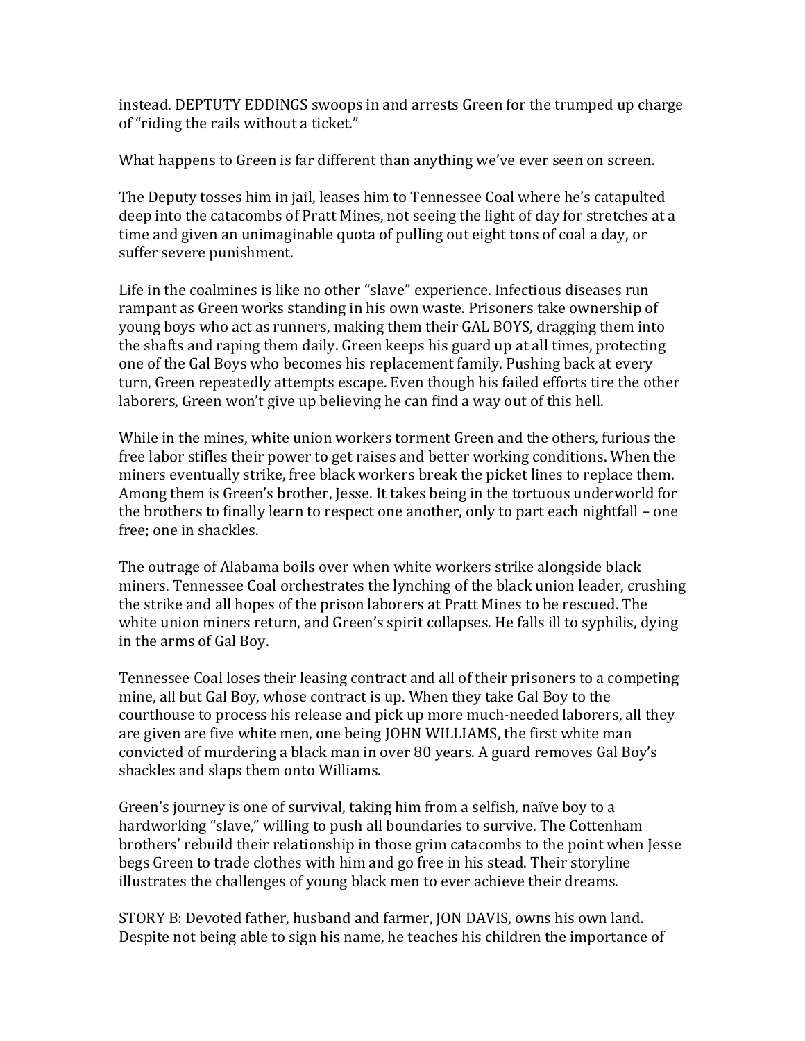instead. DEPTUTY EDDINGS swoops in and arrests Green for the trumped up charge of "riding the rails without a ticket."

What happens to Green is far different than anything we've ever seen on screen.

The Deputy tosses him in jail, leases him to Tennessee Coal where he's catapulted deep into the catacombs of Pratt Mines, not seeing the light of day for stretches at a time and given an unimaginable quota of pulling out eight tons of coal a day, or suffer severe punishment.

Life in the coalmines is like no other "slave" experience. Infectious diseases run rampant as Green works standing in his own waste. Prisoners take ownership of young boys who act as runners, making them their GAL BOYS, dragging them into the shafts and raping them daily. Green keeps his guard up at all times, protecting one of the Gal Boys who becomes his replacement family. Pushing back at every turn, Green repeatedly attempts escape. Even though his failed efforts tire the other laborers, Green won't give up believing he can find a way out of this hell.

While in the mines, white union workers torment Green and the others, furious the free labor stifles their power to get raises and better working conditions. When the miners eventually strike, free black workers break the picket lines to replace them. Among them is Green's brother, Jesse. It takes being in the tortuous underworld for the brothers to finally learn to respect one another, only to part each nightfall – one free; one in shackles.

The outrage of Alabama boils over when white workers strike alongside black miners. Tennessee Coal orchestrates the lynching of the black union leader, crushing the strike and all hopes of the prison laborers at Pratt Mines to be rescued. The white union miners return, and Green's spirit collapses. He falls ill to syphilis, dying in the arms of Gal Boy.

Tennessee Coal loses their leasing contract and all of their prisoners to a competing mine, all but Gal Boy, whose contract is up. When they take Gal Boy to the courthouse to process his release and pick up more much-needed laborers, all they are given are five white men, one being JOHN WILLIAMS, the first white man convicted of murdering a black man in over 80 years. A guard removes Gal Boy's shackles and slaps them onto Williams.

Green's journey is one of survival, taking him from a selfish, naïve boy to a hardworking "slave," willing to push all boundaries to survive. The Cottenham brothers' rebuild their relationship in those grim catacombs to the point when Jesse begs Green to trade clothes with him and go free in his stead. Their storyline illustrates the challenges of young black men to ever achieve their dreams.

STORY B: Devoted father, husband and farmer, JON DAVIS, owns his own land. Despite not being able to sign his name, he teaches his children the importance of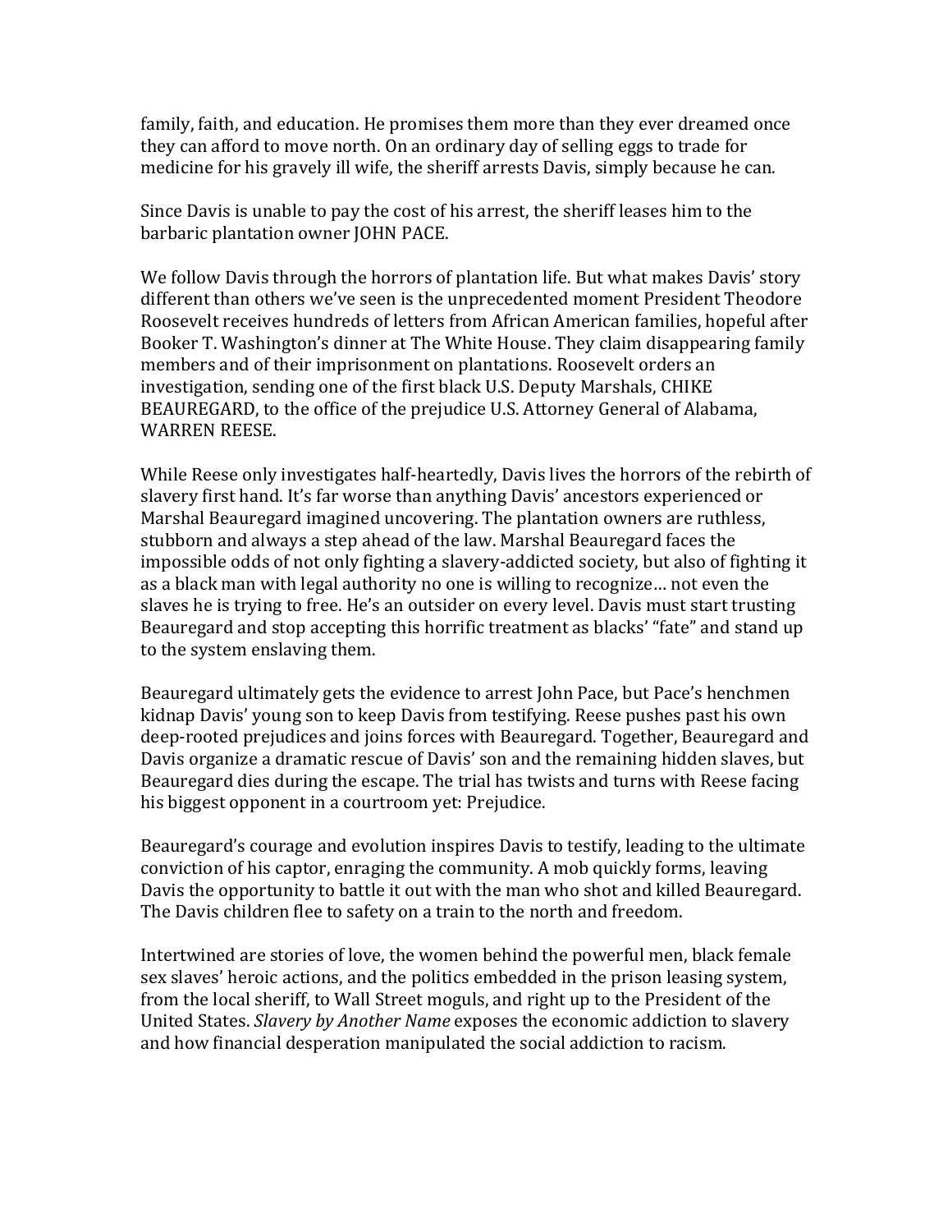family, faith, and education. He promises them more than they ever dreamed once they can afford to move north. On an ordinary day of selling eggs to trade for medicine for his gravely ill wife, the sheriff arrests Davis, simply because he can.

Since Davis is unable to pay the cost of his arrest, the sheriff leases him to the barbaric plantation owner JOHN PACE.

We follow Davis through the horrors of plantation life. But what makes Davis' story different than others we've seen is the unprecedented moment President Theodore Roosevelt receives hundreds of letters from African American families, hopeful after Booker T. Washington's dinner at The White House. They claim disappearing family members and of their imprisonment on plantations. Roosevelt orders an investigation, sending one of the first black U.S. Deputy Marshals, CHIKE BEAUREGARD, to the office of the prejudice U.S. Attorney General of Alabama, WARREN REESE.

While Reese only investigates half-heartedly, Davis lives the horrors of the rebirth of slavery first hand. It's far worse than anything Davis' ancestors experienced or Marshal Beauregard imagined uncovering. The plantation owners are ruthless, stubborn and always a step ahead of the law. Marshal Beauregard faces the impossible odds of not only fighting a slavery-addicted society, but also of fighting it as a black man with legal authority no one is willing to recognize… not even the slaves he is trying to free. He's an outsider on every level. Davis must start trusting Beauregard and stop accepting this horrific treatment as blacks' "fate" and stand up to the system enslaving them.

Beauregard ultimately gets the evidence to arrest John Pace, but Pace's henchmen kidnap Davis' young son to keep Davis from testifying. Reese pushes past his own deep-rooted prejudices and joins forces with Beauregard. Together, Beauregard and Davis organize a dramatic rescue of Davis' son and the remaining hidden slaves, but Beauregard dies during the escape. The trial has twists and turns with Reese facing his biggest opponent in a courtroom yet: Prejudice.

Beauregard's courage and evolution inspires Davis to testify, leading to the ultimate conviction of his captor, enraging the community. A mob quickly forms, leaving Davis the opportunity to battle it out with the man who shot and killed Beauregard. The Davis children flee to safety on a train to the north and freedom.

Intertwined are stories of love, the women behind the powerful men, black female sex slaves' heroic actions, and the politics embedded in the prison leasing system, from the local sheriff, to Wall Street moguls, and right up to the President of the United States. *Slavery by Another Name* exposes the economic addiction to slavery and how financial desperation manipulated the social addiction to racism.